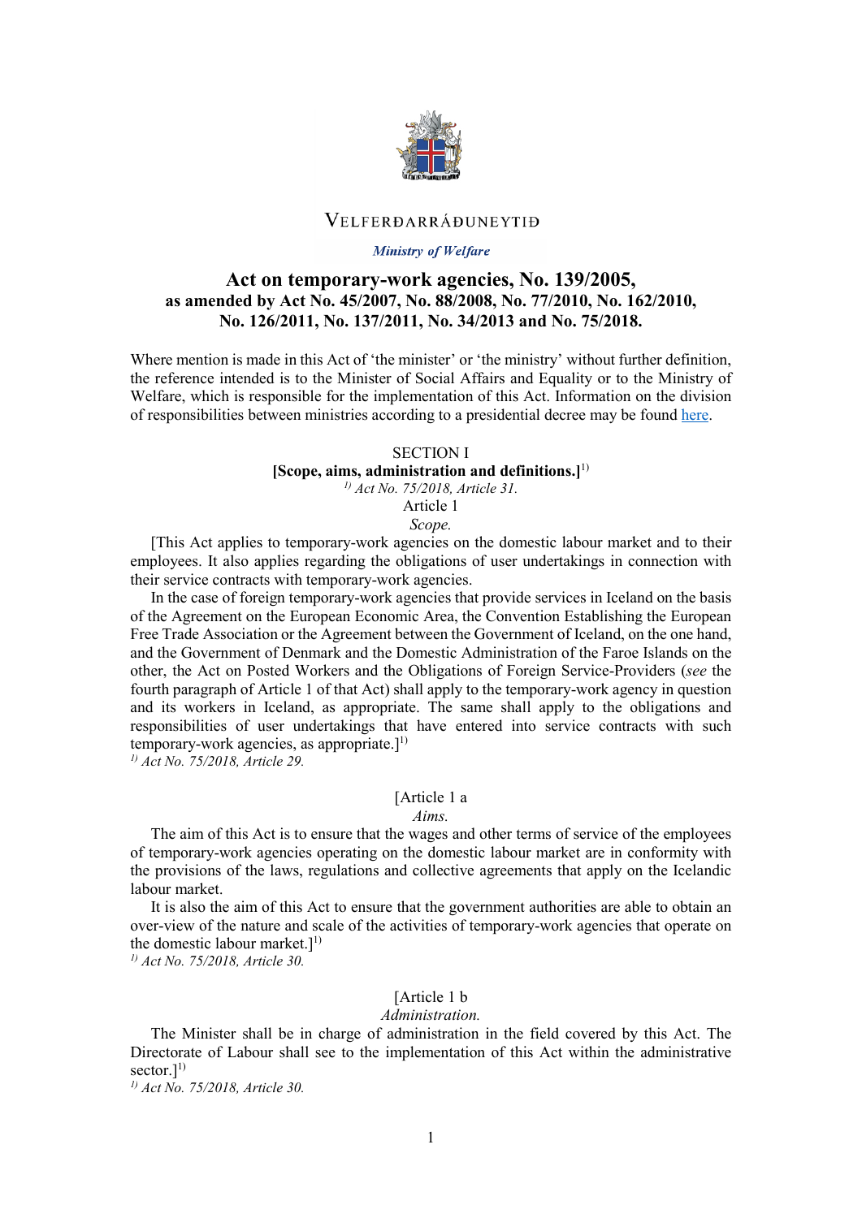VELFERÐARRÁÐUNEYTIÐ

*Ministry of Welfare*

# Act on temporary-work agencies, No. 139/2005, as amended by Act No. 45/2007, No. 88/2008, No. 77/2010, No. 162/2010, No. 126/2011, No. 137/2011, No. 34/2013 and No. 75/2018.

Where mention is made in this Act of 'the minister' or 'the ministry' without further definition, the reference intended is to the Minister of Social Affairs and Equality or to the Ministry of Welfare, which is responsible for the implementation of this Act. Information on the division of responsibilities between ministries according to a presidential decree may be found here.

## SECTION I
## [Scope, aims, administration and definitions.][1)]

*[1)] Act No. 75/2018, Article 31.*

### Article 1
*Scope.*

[This Act applies to temporary-work agencies on the domestic labour market and to their employees. It also applies regarding the obligations of user undertakings in connection with their service contracts with temporary-work agencies.

In the case of foreign temporary-work agencies that provide services in Iceland on the basis of the Agreement on the European Economic Area, the Convention Establishing the European Free Trade Association or the Agreement between the Government of Iceland, on the one hand, and the Government of Denmark and the Domestic Administration of the Faroe Islands on the other, the Act on Posted Workers and the Obligations of Foreign Service-Providers (*see* the fourth paragraph of Article 1 of that Act) shall apply to the temporary-work agency in question and its workers in Iceland, as appropriate. The same shall apply to the obligations and responsibilities of user undertakings that have entered into service contracts with such temporary-work agencies, as appropriate.][1)]

*[1)] Act No. 75/2018, Article 29.*

### [Article 1 a
*Aims.*

The aim of this Act is to ensure that the wages and other terms of service of the employees of temporary-work agencies operating on the domestic labour market are in conformity with the provisions of the laws, regulations and collective agreements that apply on the Icelandic labour market.

It is also the aim of this Act to ensure that the government authorities are able to obtain an over-view of the nature and scale of the activities of temporary-work agencies that operate on the domestic labour market.][1)]

*[1)] Act No. 75/2018, Article 30.*

### [Article 1 b
*Administration.*

The Minister shall be in charge of administration in the field covered by this Act. The Directorate of Labour shall see to the implementation of this Act within the administrative sector.][1)]

*[1)] Act No. 75/2018, Article 30.*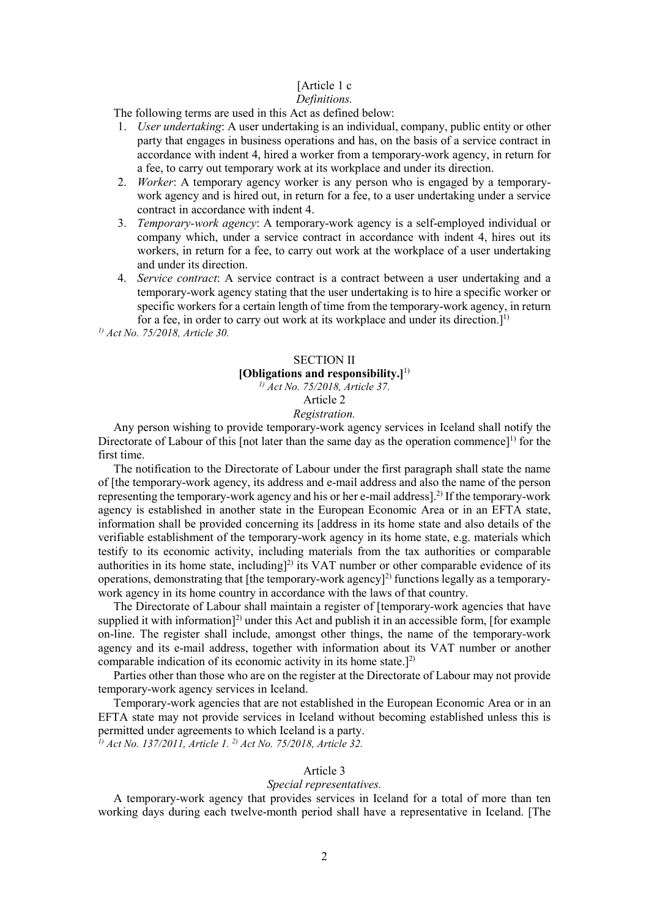[Article 1 c
*Definitions.*

The following terms are used in this Act as defined below:

1. *User undertaking*: A user undertaking is an individual, company, public entity or other party that engages in business operations and has, on the basis of a service contract in accordance with indent 4, hired a worker from a temporary-work agency, in return for a fee, to carry out temporary work at its workplace and under its direction.
2. *Worker*: A temporary agency worker is any person who is engaged by a temporary-work agency and is hired out, in return for a fee, to a user undertaking under a service contract in accordance with indent 4.
3. *Temporary-work agency*: A temporary-work agency is a self-employed individual or company which, under a service contract in accordance with indent 4, hires out its workers, in return for a fee, to carry out work at the workplace of a user undertaking and under its direction.
4. *Service contract*: A service contract is a contract between a user undertaking and a temporary-work agency stating that the user undertaking is to hire a specific worker or specific workers for a certain length of time from the temporary-work agency, in return for a fee, in order to carry out work at its workplace and under its direction.][1)]

*[1)] Act No. 75/2018, Article 30.*

SECTION II
**[Obligations and responsibility.]**[1)]
*[1)] Act No. 75/2018, Article 37.*

Article 2
*Registration.*

Any person wishing to provide temporary-work agency services in Iceland shall notify the Directorate of Labour of this [not later than the same day as the operation commence][1)] for the first time.

The notification to the Directorate of Labour under the first paragraph shall state the name of [the temporary-work agency, its address and e-mail address and also the name of the person representing the temporary-work agency and his or her e-mail address].[2)] If the temporary-work agency is established in another state in the European Economic Area or in an EFTA state, information shall be provided concerning its [address in its home state and also details of the verifiable establishment of the temporary-work agency in its home state, e.g. materials which testify to its economic activity, including materials from the tax authorities or comparable authorities in its home state, including][2)] its VAT number or other comparable evidence of its operations, demonstrating that [the temporary-work agency][2)] functions legally as a temporary-work agency in its home country in accordance with the laws of that country.

The Directorate of Labour shall maintain a register of [temporary-work agencies that have supplied it with information][2)] under this Act and publish it in an accessible form, [for example on-line. The register shall include, amongst other things, the name of the temporary-work agency and its e-mail address, together with information about its VAT number or another comparable indication of its economic activity in its home state.][2)]

Parties other than those who are on the register at the Directorate of Labour may not provide temporary-work agency services in Iceland.

Temporary-work agencies that are not established in the European Economic Area or in an EFTA state may not provide services in Iceland without becoming established unless this is permitted under agreements to which Iceland is a party.

*[1)] Act No. 137/2011, Article 1. [2)] Act No. 75/2018, Article 32.*

Article 3
*Special representatives.*

A temporary-work agency that provides services in Iceland for a total of more than ten working days during each twelve-month period shall have a representative in Iceland. [The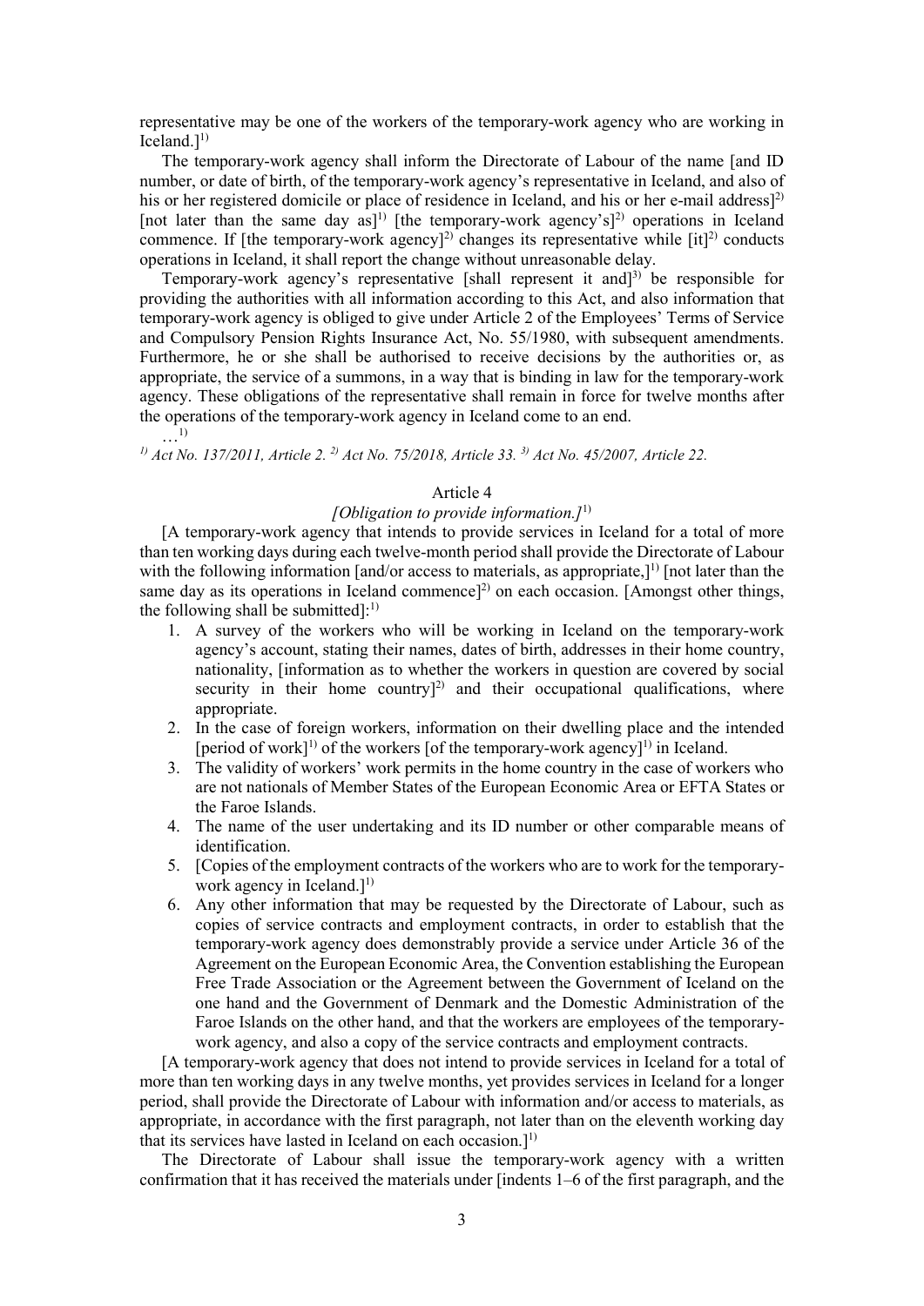representative may be one of the workers of the temporary-work agency who are working in Iceland.][1)]

The temporary-work agency shall inform the Directorate of Labour of the name [and ID number, or date of birth, of the temporary-work agency's representative in Iceland, and also of his or her registered domicile or place of residence in Iceland, and his or her e-mail address][2)] [not later than the same day as][1)] [the temporary-work agency's][2)] operations in Iceland commence. If [the temporary-work agency][2)] changes its representative while [it][2)] conducts operations in Iceland, it shall report the change without unreasonable delay.

Temporary-work agency's representative [shall represent it and][3)] be responsible for providing the authorities with all information according to this Act, and also information that temporary-work agency is obliged to give under Article 2 of the Employees' Terms of Service and Compulsory Pension Rights Insurance Act, No. 55/1980, with subsequent amendments. Furthermore, he or she shall be authorised to receive decisions by the authorities or, as appropriate, the service of a summons, in a way that is binding in law for the temporary-work agency. These obligations of the representative shall remain in force for twelve months after the operations of the temporary-work agency in Iceland come to an end.

…[1)]

*[1)] Act No. 137/2011, Article 2. [2)] Act No. 75/2018, Article 33. [3)] Act No. 45/2007, Article 22.*

### Article 4

*[Obligation to provide information.]*[1)]

[A temporary-work agency that intends to provide services in Iceland for a total of more than ten working days during each twelve-month period shall provide the Directorate of Labour with the following information [and/or access to materials, as appropriate,][1)] [not later than the same day as its operations in Iceland commence][2)] on each occasion. [Amongst other things, the following shall be submitted]:[1)]

1. A survey of the workers who will be working in Iceland on the temporary-work agency's account, stating their names, dates of birth, addresses in their home country, nationality, [information as to whether the workers in question are covered by social security in their home country][2)] and their occupational qualifications, where appropriate.
2. In the case of foreign workers, information on their dwelling place and the intended [period of work][1)] of the workers [of the temporary-work agency][1)] in Iceland.
3. The validity of workers' work permits in the home country in the case of workers who are not nationals of Member States of the European Economic Area or EFTA States or the Faroe Islands.
4. The name of the user undertaking and its ID number or other comparable means of identification.
5. [Copies of the employment contracts of the workers who are to work for the temporary-work agency in Iceland.][1)]
6. Any other information that may be requested by the Directorate of Labour, such as copies of service contracts and employment contracts, in order to establish that the temporary-work agency does demonstrably provide a service under Article 36 of the Agreement on the European Economic Area, the Convention establishing the European Free Trade Association or the Agreement between the Government of Iceland on the one hand and the Government of Denmark and the Domestic Administration of the Faroe Islands on the other hand, and that the workers are employees of the temporary-work agency, and also a copy of the service contracts and employment contracts.

[A temporary-work agency that does not intend to provide services in Iceland for a total of more than ten working days in any twelve months, yet provides services in Iceland for a longer period, shall provide the Directorate of Labour with information and/or access to materials, as appropriate, in accordance with the first paragraph, not later than on the eleventh working day that its services have lasted in Iceland on each occasion.][1)]

The Directorate of Labour shall issue the temporary-work agency with a written confirmation that it has received the materials under [indents 1–6 of the first paragraph, and the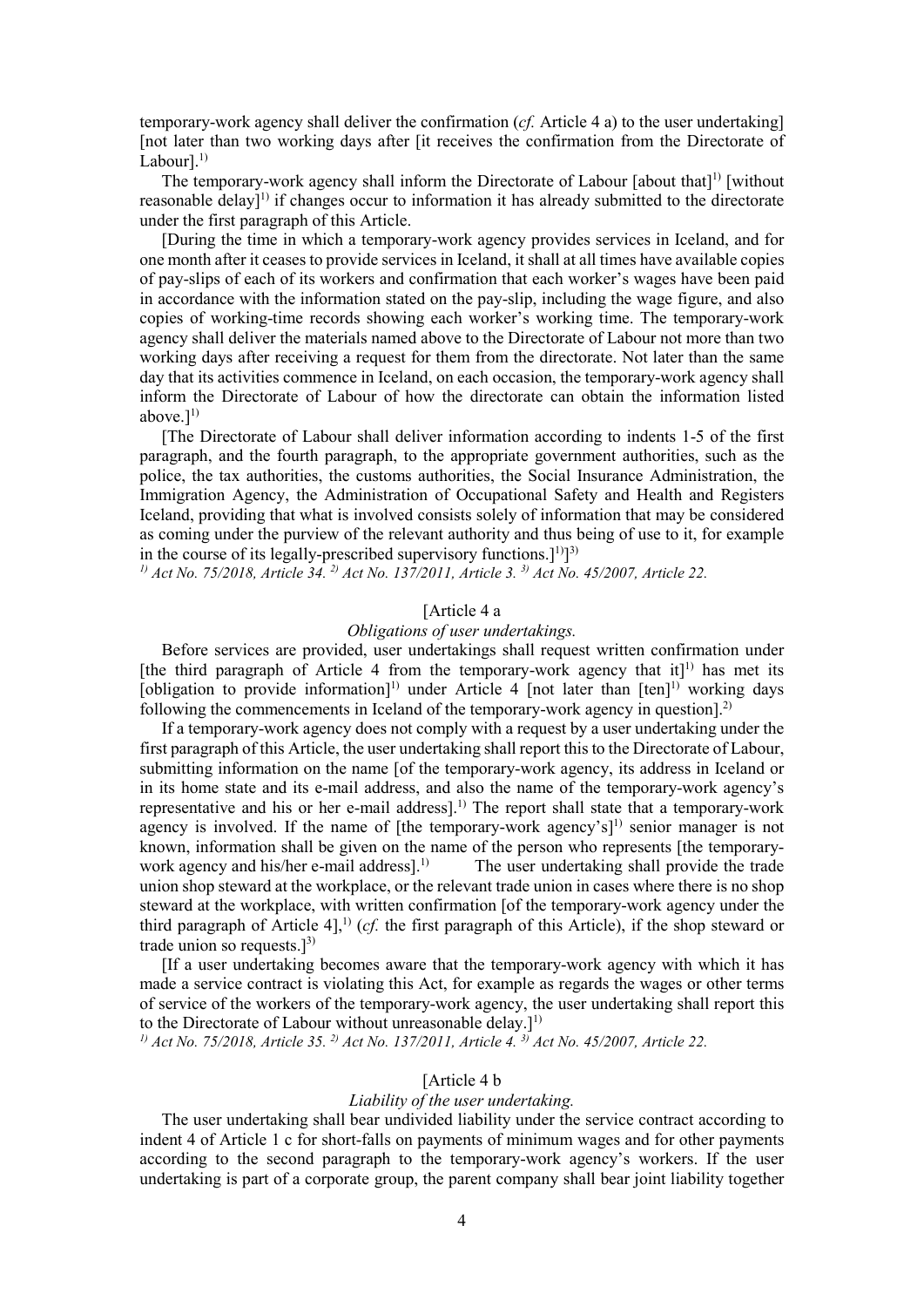temporary-work agency shall deliver the confirmation (*cf.* Article 4 a) to the user undertaking] [not later than two working days after [it receives the confirmation from the Directorate of Labour].[1)]

The temporary-work agency shall inform the Directorate of Labour [about that][1)] [without reasonable delay][1)] if changes occur to information it has already submitted to the directorate under the first paragraph of this Article.

[During the time in which a temporary-work agency provides services in Iceland, and for one month after it ceases to provide services in Iceland, it shall at all times have available copies of pay-slips of each of its workers and confirmation that each worker's wages have been paid in accordance with the information stated on the pay-slip, including the wage figure, and also copies of working-time records showing each worker's working time. The temporary-work agency shall deliver the materials named above to the Directorate of Labour not more than two working days after receiving a request for them from the directorate. Not later than the same day that its activities commence in Iceland, on each occasion, the temporary-work agency shall inform the Directorate of Labour of how the directorate can obtain the information listed above.][1)]

[The Directorate of Labour shall deliver information according to indents 1-5 of the first paragraph, and the fourth paragraph, to the appropriate government authorities, such as the police, the tax authorities, the customs authorities, the Social Insurance Administration, the Immigration Agency, the Administration of Occupational Safety and Health and Registers Iceland, providing that what is involved consists solely of information that may be considered as coming under the purview of the relevant authority and thus being of use to it, for example in the course of its legally-prescribed supervisory functions.][1)]][3)]

*[1)] Act No. 75/2018, Article 34. [2)] Act No. 137/2011, Article 3. [3)] Act No. 45/2007, Article 22.*

[Article 4 a

*Obligations of user undertakings.*

Before services are provided, user undertakings shall request written confirmation under [the third paragraph of Article 4 from the temporary-work agency that it][1)] has met its [obligation to provide information][1)] under Article 4 [not later than [ten][1)] working days following the commencements in Iceland of the temporary-work agency in question].[2)]

If a temporary-work agency does not comply with a request by a user undertaking under the first paragraph of this Article, the user undertaking shall report this to the Directorate of Labour, submitting information on the name [of the temporary-work agency, its address in Iceland or in its home state and its e-mail address, and also the name of the temporary-work agency's representative and his or her e-mail address].[1)] The report shall state that a temporary-work agency is involved. If the name of [the temporary-work agency's][1)] senior manager is not known, information shall be given on the name of the person who represents [the temporary-work agency and his/her e-mail address].[1)] The user undertaking shall provide the trade union shop steward at the workplace, or the relevant trade union in cases where there is no shop steward at the workplace, with written confirmation [of the temporary-work agency under the third paragraph of Article 4],[1)] (*cf.* the first paragraph of this Article), if the shop steward or trade union so requests.][3)]

[If a user undertaking becomes aware that the temporary-work agency with which it has made a service contract is violating this Act, for example as regards the wages or other terms of service of the workers of the temporary-work agency, the user undertaking shall report this to the Directorate of Labour without unreasonable delay.][1)]

*[1)] Act No. 75/2018, Article 35. [2)] Act No. 137/2011, Article 4. [3)] Act No. 45/2007, Article 22.*

[Article 4 b

*Liability of the user undertaking.*

The user undertaking shall bear undivided liability under the service contract according to indent 4 of Article 1 c for short-falls on payments of minimum wages and for other payments according to the second paragraph to the temporary-work agency's workers. If the user undertaking is part of a corporate group, the parent company shall bear joint liability together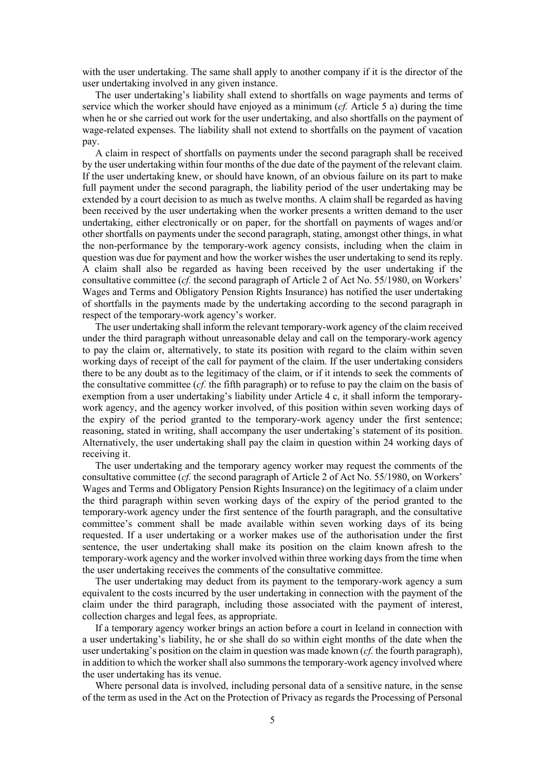with the user undertaking. The same shall apply to another company if it is the director of the user undertaking involved in any given instance.

The user undertaking's liability shall extend to shortfalls on wage payments and terms of service which the worker should have enjoyed as a minimum (*cf.* Article 5 a) during the time when he or she carried out work for the user undertaking, and also shortfalls on the payment of wage-related expenses. The liability shall not extend to shortfalls on the payment of vacation pay.

A claim in respect of shortfalls on payments under the second paragraph shall be received by the user undertaking within four months of the due date of the payment of the relevant claim. If the user undertaking knew, or should have known, of an obvious failure on its part to make full payment under the second paragraph, the liability period of the user undertaking may be extended by a court decision to as much as twelve months. A claim shall be regarded as having been received by the user undertaking when the worker presents a written demand to the user undertaking, either electronically or on paper, for the shortfall on payments of wages and/or other shortfalls on payments under the second paragraph, stating, amongst other things, in what the non-performance by the temporary-work agency consists, including when the claim in question was due for payment and how the worker wishes the user undertaking to send its reply. A claim shall also be regarded as having been received by the user undertaking if the consultative committee (*cf.* the second paragraph of Article 2 of Act No. 55/1980, on Workers' Wages and Terms and Obligatory Pension Rights Insurance) has notified the user undertaking of shortfalls in the payments made by the undertaking according to the second paragraph in respect of the temporary-work agency's worker.

The user undertaking shall inform the relevant temporary-work agency of the claim received under the third paragraph without unreasonable delay and call on the temporary-work agency to pay the claim or, alternatively, to state its position with regard to the claim within seven working days of receipt of the call for payment of the claim. If the user undertaking considers there to be any doubt as to the legitimacy of the claim, or if it intends to seek the comments of the consultative committee (*cf.* the fifth paragraph) or to refuse to pay the claim on the basis of exemption from a user undertaking's liability under Article 4 c, it shall inform the temporary-work agency, and the agency worker involved, of this position within seven working days of the expiry of the period granted to the temporary-work agency under the first sentence; reasoning, stated in writing, shall accompany the user undertaking's statement of its position. Alternatively, the user undertaking shall pay the claim in question within 24 working days of receiving it.

The user undertaking and the temporary agency worker may request the comments of the consultative committee (*cf.* the second paragraph of Article 2 of Act No. 55/1980, on Workers' Wages and Terms and Obligatory Pension Rights Insurance) on the legitimacy of a claim under the third paragraph within seven working days of the expiry of the period granted to the temporary-work agency under the first sentence of the fourth paragraph, and the consultative committee's comment shall be made available within seven working days of its being requested. If a user undertaking or a worker makes use of the authorisation under the first sentence, the user undertaking shall make its position on the claim known afresh to the temporary-work agency and the worker involved within three working days from the time when the user undertaking receives the comments of the consultative committee.

The user undertaking may deduct from its payment to the temporary-work agency a sum equivalent to the costs incurred by the user undertaking in connection with the payment of the claim under the third paragraph, including those associated with the payment of interest, collection charges and legal fees, as appropriate.

If a temporary agency worker brings an action before a court in Iceland in connection with a user undertaking's liability, he or she shall do so within eight months of the date when the user undertaking's position on the claim in question was made known (*cf.* the fourth paragraph), in addition to which the worker shall also summons the temporary-work agency involved where the user undertaking has its venue.

Where personal data is involved, including personal data of a sensitive nature, in the sense of the term as used in the Act on the Protection of Privacy as regards the Processing of Personal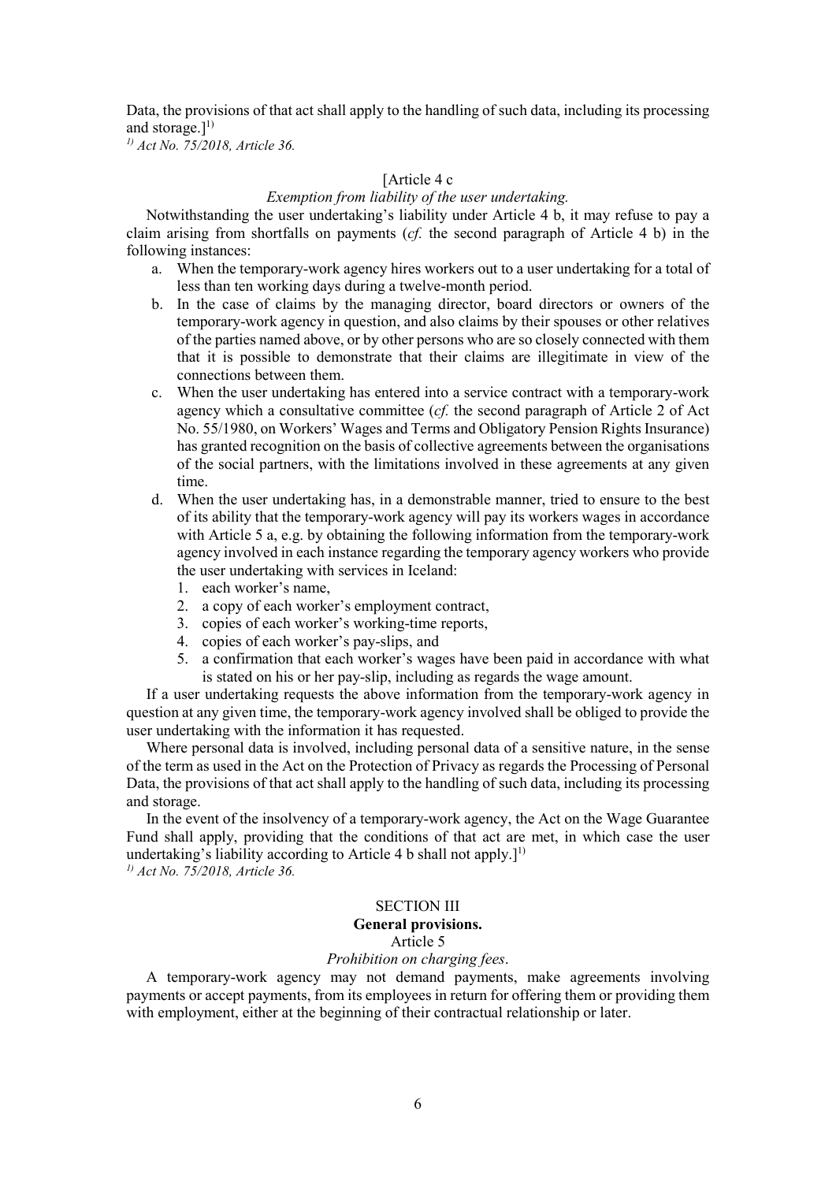Data, the provisions of that act shall apply to the handling of such data, including its processing and storage.][1)]

*[1)] Act No. 75/2018, Article 36.*

[Article 4 c

*Exemption from liability of the user undertaking.*

Notwithstanding the user undertaking's liability under Article 4 b, it may refuse to pay a claim arising from shortfalls on payments (*cf.* the second paragraph of Article 4 b) in the following instances:

a. When the temporary-work agency hires workers out to a user undertaking for a total of less than ten working days during a twelve-month period.
b. In the case of claims by the managing director, board directors or owners of the temporary-work agency in question, and also claims by their spouses or other relatives of the parties named above, or by other persons who are so closely connected with them that it is possible to demonstrate that their claims are illegitimate in view of the connections between them.
c. When the user undertaking has entered into a service contract with a temporary-work agency which a consultative committee (*cf.* the second paragraph of Article 2 of Act No. 55/1980, on Workers' Wages and Terms and Obligatory Pension Rights Insurance) has granted recognition on the basis of collective agreements between the organisations of the social partners, with the limitations involved in these agreements at any given time.
d. When the user undertaking has, in a demonstrable manner, tried to ensure to the best of its ability that the temporary-work agency will pay its workers wages in accordance with Article 5 a, e.g. by obtaining the following information from the temporary-work agency involved in each instance regarding the temporary agency workers who provide the user undertaking with services in Iceland:
   1. each worker's name,
   2. a copy of each worker's employment contract,
   3. copies of each worker's working-time reports,
   4. copies of each worker's pay-slips, and
   5. a confirmation that each worker's wages have been paid in accordance with what is stated on his or her pay-slip, including as regards the wage amount.

If a user undertaking requests the above information from the temporary-work agency in question at any given time, the temporary-work agency involved shall be obliged to provide the user undertaking with the information it has requested.

Where personal data is involved, including personal data of a sensitive nature, in the sense of the term as used in the Act on the Protection of Privacy as regards the Processing of Personal Data, the provisions of that act shall apply to the handling of such data, including its processing and storage.

In the event of the insolvency of a temporary-work agency, the Act on the Wage Guarantee Fund shall apply, providing that the conditions of that act are met, in which case the user undertaking's liability according to Article 4 b shall not apply.][1)]

*[1)] Act No. 75/2018, Article 36.*

## SECTION III
## General provisions.

Article 5

*Prohibition on charging fees.*

A temporary-work agency may not demand payments, make agreements involving payments or accept payments, from its employees in return for offering them or providing them with employment, either at the beginning of their contractual relationship or later.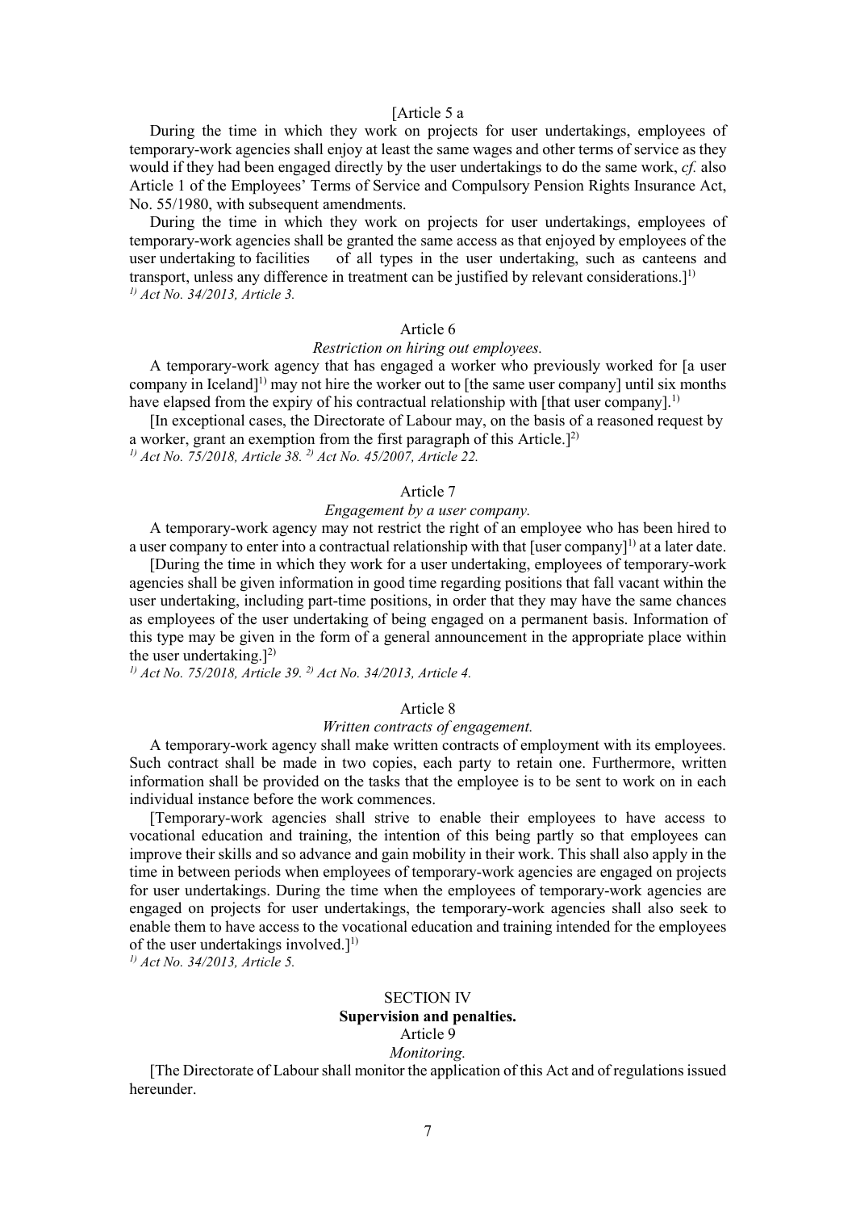[Article 5 a

During the time in which they work on projects for user undertakings, employees of temporary-work agencies shall enjoy at least the same wages and other terms of service as they would if they had been engaged directly by the user undertakings to do the same work, *cf.* also Article 1 of the Employees' Terms of Service and Compulsory Pension Rights Insurance Act, No. 55/1980, with subsequent amendments.

During the time in which they work on projects for user undertakings, employees of temporary-work agencies shall be granted the same access as that enjoyed by employees of the user undertaking to facilities of all types in the user undertaking, such as canteens and transport, unless any difference in treatment can be justified by relevant considerations.][1)]

*[1)] Act No. 34/2013, Article 3.*

Article 6

*Restriction on hiring out employees.*

A temporary-work agency that has engaged a worker who previously worked for [a user company in Iceland][1)] may not hire the worker out to [the same user company] until six months have elapsed from the expiry of his contractual relationship with [that user company].[1)]

[In exceptional cases, the Directorate of Labour may, on the basis of a reasoned request by a worker, grant an exemption from the first paragraph of this Article.][2)]

*[1)] Act No. 75/2018, Article 38. [2)] Act No. 45/2007, Article 22.*

Article 7

*Engagement by a user company.*

A temporary-work agency may not restrict the right of an employee who has been hired to a user company to enter into a contractual relationship with that [user company][1)] at a later date.

[During the time in which they work for a user undertaking, employees of temporary-work agencies shall be given information in good time regarding positions that fall vacant within the user undertaking, including part-time positions, in order that they may have the same chances as employees of the user undertaking of being engaged on a permanent basis. Information of this type may be given in the form of a general announcement in the appropriate place within the user undertaking.][2)]

*[1)] Act No. 75/2018, Article 39. [2)] Act No. 34/2013, Article 4.*

Article 8

*Written contracts of engagement.*

A temporary-work agency shall make written contracts of employment with its employees. Such contract shall be made in two copies, each party to retain one. Furthermore, written information shall be provided on the tasks that the employee is to be sent to work on in each individual instance before the work commences.

[Temporary-work agencies shall strive to enable their employees to have access to vocational education and training, the intention of this being partly so that employees can improve their skills and so advance and gain mobility in their work. This shall also apply in the time in between periods when employees of temporary-work agencies are engaged on projects for user undertakings. During the time when the employees of temporary-work agencies are engaged on projects for user undertakings, the temporary-work agencies shall also seek to enable them to have access to the vocational education and training intended for the employees of the user undertakings involved.][1)]

*[1)] Act No. 34/2013, Article 5.*

SECTION IV

**Supervision and penalties.**

Article 9

*Monitoring.*

[The Directorate of Labour shall monitor the application of this Act and of regulations issued hereunder.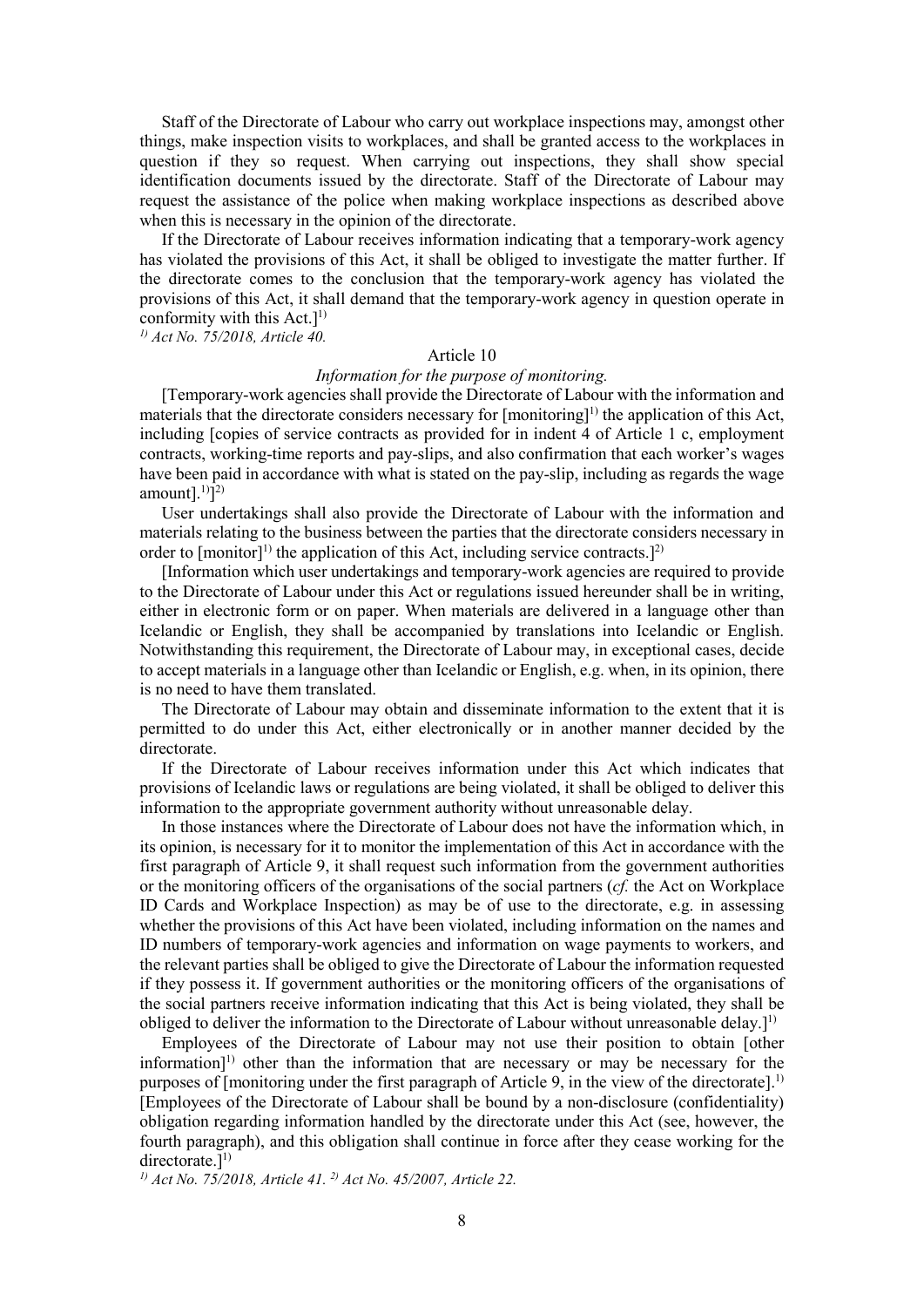Staff of the Directorate of Labour who carry out workplace inspections may, amongst other things, make inspection visits to workplaces, and shall be granted access to the workplaces in question if they so request. When carrying out inspections, they shall show special identification documents issued by the directorate. Staff of the Directorate of Labour may request the assistance of the police when making workplace inspections as described above when this is necessary in the opinion of the directorate.

If the Directorate of Labour receives information indicating that a temporary-work agency has violated the provisions of this Act, it shall be obliged to investigate the matter further. If the directorate comes to the conclusion that the temporary-work agency has violated the provisions of this Act, it shall demand that the temporary-work agency in question operate in conformity with this Act.][1)]

*[1)] Act No. 75/2018, Article 40.*

Article 10

*Information for the purpose of monitoring.*

[Temporary-work agencies shall provide the Directorate of Labour with the information and materials that the directorate considers necessary for [monitoring][1)] the application of this Act, including [copies of service contracts as provided for in indent 4 of Article 1 c, employment contracts, working-time reports and pay-slips, and also confirmation that each worker's wages have been paid in accordance with what is stated on the pay-slip, including as regards the wage amount].[1)]][2)]

User undertakings shall also provide the Directorate of Labour with the information and materials relating to the business between the parties that the directorate considers necessary in order to [monitor][1)] the application of this Act, including service contracts.][2)]

[Information which user undertakings and temporary-work agencies are required to provide to the Directorate of Labour under this Act or regulations issued hereunder shall be in writing, either in electronic form or on paper. When materials are delivered in a language other than Icelandic or English, they shall be accompanied by translations into Icelandic or English. Notwithstanding this requirement, the Directorate of Labour may, in exceptional cases, decide to accept materials in a language other than Icelandic or English, e.g. when, in its opinion, there is no need to have them translated.

The Directorate of Labour may obtain and disseminate information to the extent that it is permitted to do under this Act, either electronically or in another manner decided by the directorate.

If the Directorate of Labour receives information under this Act which indicates that provisions of Icelandic laws or regulations are being violated, it shall be obliged to deliver this information to the appropriate government authority without unreasonable delay.

In those instances where the Directorate of Labour does not have the information which, in its opinion, is necessary for it to monitor the implementation of this Act in accordance with the first paragraph of Article 9, it shall request such information from the government authorities or the monitoring officers of the organisations of the social partners (*cf.* the Act on Workplace ID Cards and Workplace Inspection) as may be of use to the directorate, e.g. in assessing whether the provisions of this Act have been violated, including information on the names and ID numbers of temporary-work agencies and information on wage payments to workers, and the relevant parties shall be obliged to give the Directorate of Labour the information requested if they possess it. If government authorities or the monitoring officers of the organisations of the social partners receive information indicating that this Act is being violated, they shall be obliged to deliver the information to the Directorate of Labour without unreasonable delay.][1)]

Employees of the Directorate of Labour may not use their position to obtain [other information][1)] other than the information that are necessary or may be necessary for the purposes of [monitoring under the first paragraph of Article 9, in the view of the directorate].[1)] [Employees of the Directorate of Labour shall be bound by a non-disclosure (confidentiality) obligation regarding information handled by the directorate under this Act (see, however, the fourth paragraph), and this obligation shall continue in force after they cease working for the directorate.][1)]

*[1)] Act No. 75/2018, Article 41. [2)] Act No. 45/2007, Article 22.*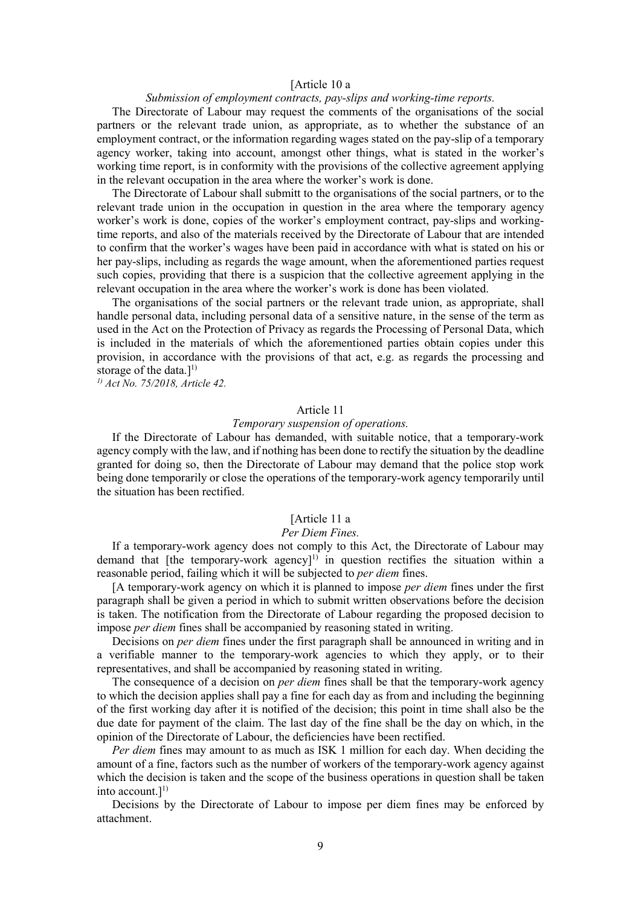[Article 10 a

*Submission of employment contracts, pay-slips and working-time reports.*

The Directorate of Labour may request the comments of the organisations of the social partners or the relevant trade union, as appropriate, as to whether the substance of an employment contract, or the information regarding wages stated on the pay-slip of a temporary agency worker, taking into account, amongst other things, what is stated in the worker's working time report, is in conformity with the provisions of the collective agreement applying in the relevant occupation in the area where the worker's work is done.

The Directorate of Labour shall submitt to the organisations of the social partners, or to the relevant trade union in the occupation in question in the area where the temporary agency worker's work is done, copies of the worker's employment contract, pay-slips and working-time reports, and also of the materials received by the Directorate of Labour that are intended to confirm that the worker's wages have been paid in accordance with what is stated on his or her pay-slips, including as regards the wage amount, when the aforementioned parties request such copies, providing that there is a suspicion that the collective agreement applying in the relevant occupation in the area where the worker's work is done has been violated.

The organisations of the social partners or the relevant trade union, as appropriate, shall handle personal data, including personal data of a sensitive nature, in the sense of the term as used in the Act on the Protection of Privacy as regards the Processing of Personal Data, which is included in the materials of which the aforementioned parties obtain copies under this provision, in accordance with the provisions of that act, e.g. as regards the processing and storage of the data.][1)]

*[1)] Act No. 75/2018, Article 42.*

Article 11

*Temporary suspension of operations.*

If the Directorate of Labour has demanded, with suitable notice, that a temporary-work agency comply with the law, and if nothing has been done to rectify the situation by the deadline granted for doing so, then the Directorate of Labour may demand that the police stop work being done temporarily or close the operations of the temporary-work agency temporarily until the situation has been rectified.

[Article 11 a

*Per Diem Fines.*

If a temporary-work agency does not comply to this Act, the Directorate of Labour may demand that [the temporary-work agency][1)] in question rectifies the situation within a reasonable period, failing which it will be subjected to *per diem* fines.

[A temporary-work agency on which it is planned to impose *per diem* fines under the first paragraph shall be given a period in which to submit written observations before the decision is taken. The notification from the Directorate of Labour regarding the proposed decision to impose *per diem* fines shall be accompanied by reasoning stated in writing.

Decisions on *per diem* fines under the first paragraph shall be announced in writing and in a verifiable manner to the temporary-work agencies to which they apply, or to their representatives, and shall be accompanied by reasoning stated in writing.

The consequence of a decision on *per diem* fines shall be that the temporary-work agency to which the decision applies shall pay a fine for each day as from and including the beginning of the first working day after it is notified of the decision; this point in time shall also be the due date for payment of the claim. The last day of the fine shall be the day on which, in the opinion of the Directorate of Labour, the deficiencies have been rectified.

*Per diem* fines may amount to as much as ISK 1 million for each day. When deciding the amount of a fine, factors such as the number of workers of the temporary-work agency against which the decision is taken and the scope of the business operations in question shall be taken into account.][1)]

Decisions by the Directorate of Labour to impose per diem fines may be enforced by attachment.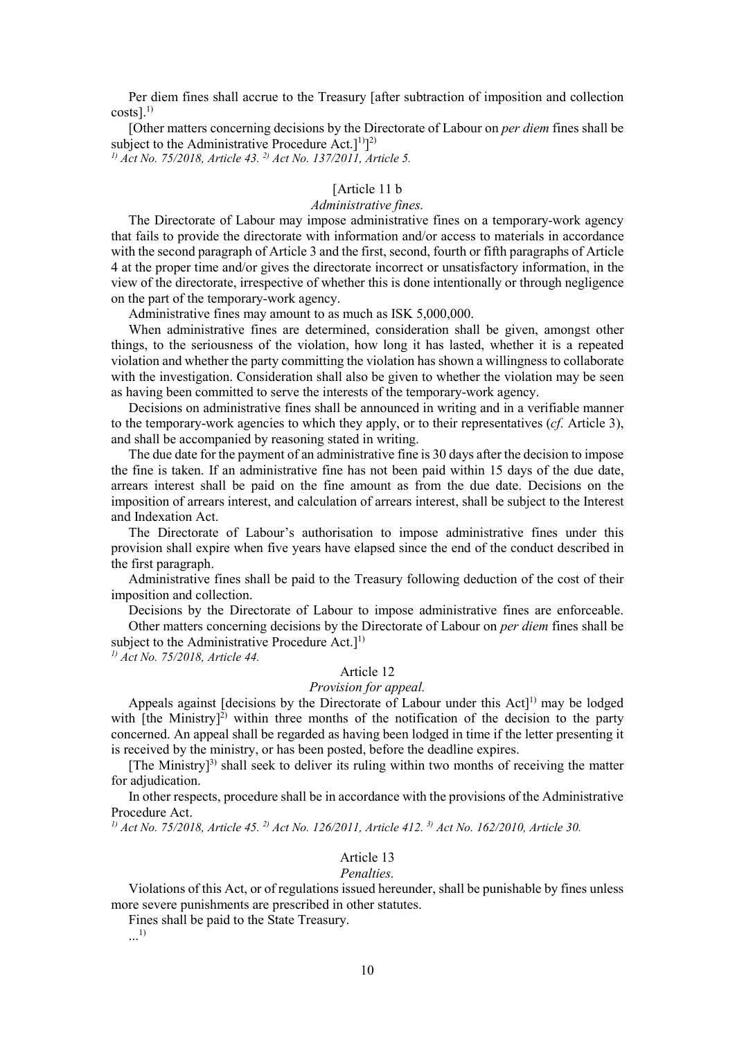Per diem fines shall accrue to the Treasury [after subtraction of imposition and collection costs].[1)]

[Other matters concerning decisions by the Directorate of Labour on *per diem* fines shall be subject to the Administrative Procedure Act.][1)]][2)]

*[1)] Act No. 75/2018, Article 43. [2)] Act No. 137/2011, Article 5.*

### [Article 11 b

*Administrative fines.*

The Directorate of Labour may impose administrative fines on a temporary-work agency that fails to provide the directorate with information and/or access to materials in accordance with the second paragraph of Article 3 and the first, second, fourth or fifth paragraphs of Article 4 at the proper time and/or gives the directorate incorrect or unsatisfactory information, in the view of the directorate, irrespective of whether this is done intentionally or through negligence on the part of the temporary-work agency.

Administrative fines may amount to as much as ISK 5,000,000.

When administrative fines are determined, consideration shall be given, amongst other things, to the seriousness of the violation, how long it has lasted, whether it is a repeated violation and whether the party committing the violation has shown a willingness to collaborate with the investigation. Consideration shall also be given to whether the violation may be seen as having been committed to serve the interests of the temporary-work agency.

Decisions on administrative fines shall be announced in writing and in a verifiable manner to the temporary-work agencies to which they apply, or to their representatives (*cf.* Article 3), and shall be accompanied by reasoning stated in writing.

The due date for the payment of an administrative fine is 30 days after the decision to impose the fine is taken. If an administrative fine has not been paid within 15 days of the due date, arrears interest shall be paid on the fine amount as from the due date. Decisions on the imposition of arrears interest, and calculation of arrears interest, shall be subject to the Interest and Indexation Act.

The Directorate of Labour's authorisation to impose administrative fines under this provision shall expire when five years have elapsed since the end of the conduct described in the first paragraph.

Administrative fines shall be paid to the Treasury following deduction of the cost of their imposition and collection.

Decisions by the Directorate of Labour to impose administrative fines are enforceable.

Other matters concerning decisions by the Directorate of Labour on *per diem* fines shall be subject to the Administrative Procedure Act.][1)]

*[1)] Act No. 75/2018, Article 44.*

### Article 12

*Provision for appeal.*

Appeals against [decisions by the Directorate of Labour under this Act][1)] may be lodged with [the Ministry][2)] within three months of the notification of the decision to the party concerned. An appeal shall be regarded as having been lodged in time if the letter presenting it is received by the ministry, or has been posted, before the deadline expires.

[The Ministry][3)] shall seek to deliver its ruling within two months of receiving the matter for adjudication.

In other respects, procedure shall be in accordance with the provisions of the Administrative Procedure Act.

*[1)] Act No. 75/2018, Article 45. [2)] Act No. 126/2011, Article 412. [3)] Act No. 162/2010, Article 30.*

### Article 13

*Penalties.*

Violations of this Act, or of regulations issued hereunder, shall be punishable by fines unless more severe punishments are prescribed in other statutes.

Fines shall be paid to the State Treasury.

...[1)]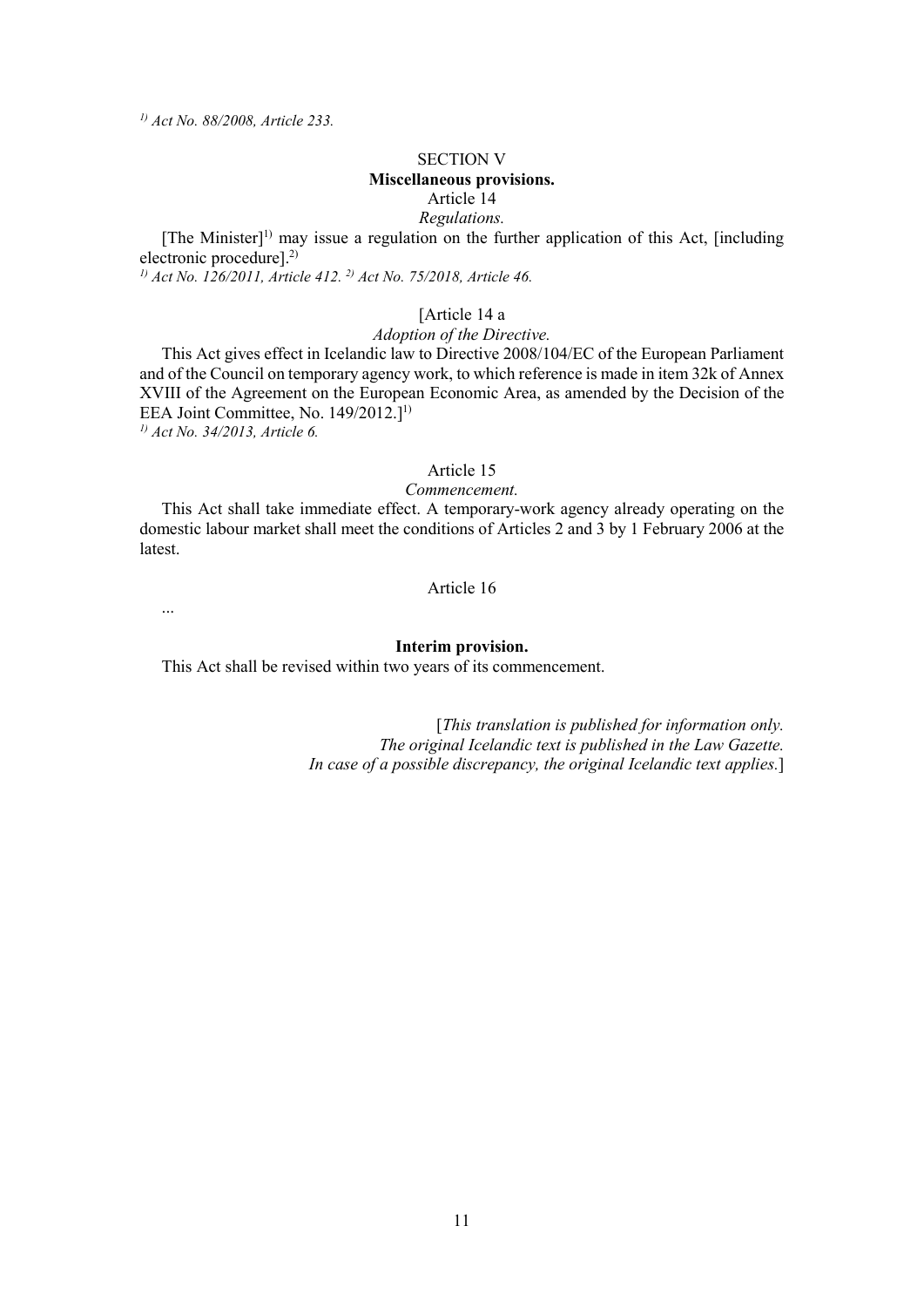*[1] Act No. 88/2008, Article 233.*

## SECTION V
## Miscellaneous provisions.

### Article 14
*Regulations.*

[The Minister][1] may issue a regulation on the further application of this Act, [including electronic procedure].[2]

*[1] Act No. 126/2011, Article 412. [2] Act No. 75/2018, Article 46.*

### [Article 14 a
*Adoption of the Directive.*

This Act gives effect in Icelandic law to Directive 2008/104/EC of the European Parliament and of the Council on temporary agency work, to which reference is made in item 32k of Annex XVIII of the Agreement on the European Economic Area, as amended by the Decision of the EEA Joint Committee, No. 149/2012.][1]

*[1] Act No. 34/2013, Article 6.*

### Article 15
*Commencement.*

This Act shall take immediate effect. A temporary-work agency already operating on the domestic labour market shall meet the conditions of Articles 2 and 3 by 1 February 2006 at the latest.

### Article 16

...

**Interim provision.**

This Act shall be revised within two years of its commencement.

[*This translation is published for information only. The original Icelandic text is published in the Law Gazette. In case of a possible discrepancy, the original Icelandic text applies.*]